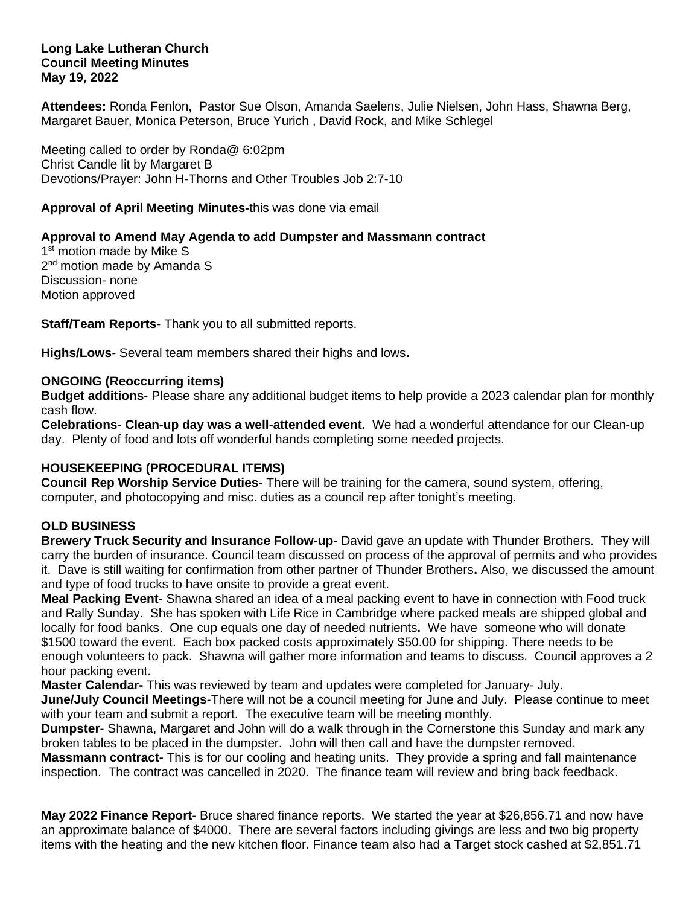**Long Lake Lutheran Church**
**Council Meeting Minutes**
**May 19, 2022**

**Attendees:** Ronda Fenlon**,** Pastor Sue Olson, Amanda Saelens, Julie Nielsen, John Hass, Shawna Berg, Margaret Bauer, Monica Peterson, Bruce Yurich , David Rock, and Mike Schlegel

Meeting called to order by Ronda@ 6:02pm
Christ Candle lit by Margaret B
Devotions/Prayer: John H-Thorns and Other Troubles Job 2:7-10

**Approval of April Meeting Minutes-**this was done via email

**Approval to Amend May Agenda to add Dumpster and Massmann contract**
1st motion made by Mike S
2nd motion made by Amanda S
Discussion- none
Motion approved

**Staff/Team Reports**- Thank you to all submitted reports.

**Highs/Lows**- Several team members shared their highs and lows**.**

**ONGOING (Reoccurring items)**
**Budget additions-** Please share any additional budget items to help provide a 2023 calendar plan for monthly cash flow.
**Celebrations- Clean-up day was a well-attended event.** We had a wonderful attendance for our Clean-up day. Plenty of food and lots off wonderful hands completing some needed projects.

**HOUSEKEEPING (PROCEDURAL ITEMS)**
**Council Rep Worship Service Duties-** There will be training for the camera, sound system, offering, computer, and photocopying and misc. duties as a council rep after tonight's meeting.

**OLD BUSINESS**
**Brewery Truck Security and Insurance Follow-up-** David gave an update with Thunder Brothers. They will carry the burden of insurance. Council team discussed on process of the approval of permits and who provides it. Dave is still waiting for confirmation from other partner of Thunder Brothers**.** Also, we discussed the amount and type of food trucks to have onsite to provide a great event.
**Meal Packing Event-** Shawna shared an idea of a meal packing event to have in connection with Food truck and Rally Sunday. She has spoken with Life Rice in Cambridge where packed meals are shipped global and locally for food banks. One cup equals one day of needed nutrients**.** We have someone who will donate $1500 toward the event. Each box packed costs approximately $50.00 for shipping. There needs to be enough volunteers to pack. Shawna will gather more information and teams to discuss. Council approves a 2 hour packing event.
**Master Calendar-** This was reviewed by team and updates were completed for January- July.
**June/July Council Meetings**-There will not be a council meeting for June and July. Please continue to meet with your team and submit a report. The executive team will be meeting monthly.
**Dumpster**- Shawna, Margaret and John will do a walk through in the Cornerstone this Sunday and mark any broken tables to be placed in the dumpster. John will then call and have the dumpster removed.
**Massmann contract-** This is for our cooling and heating units. They provide a spring and fall maintenance inspection. The contract was cancelled in 2020. The finance team will review and bring back feedback.

**May 2022 Finance Report**- Bruce shared finance reports. We started the year at $26,856.71 and now have an approximate balance of $4000. There are several factors including givings are less and two big property items with the heating and the new kitchen floor. Finance team also had a Target stock cashed at $2,851.71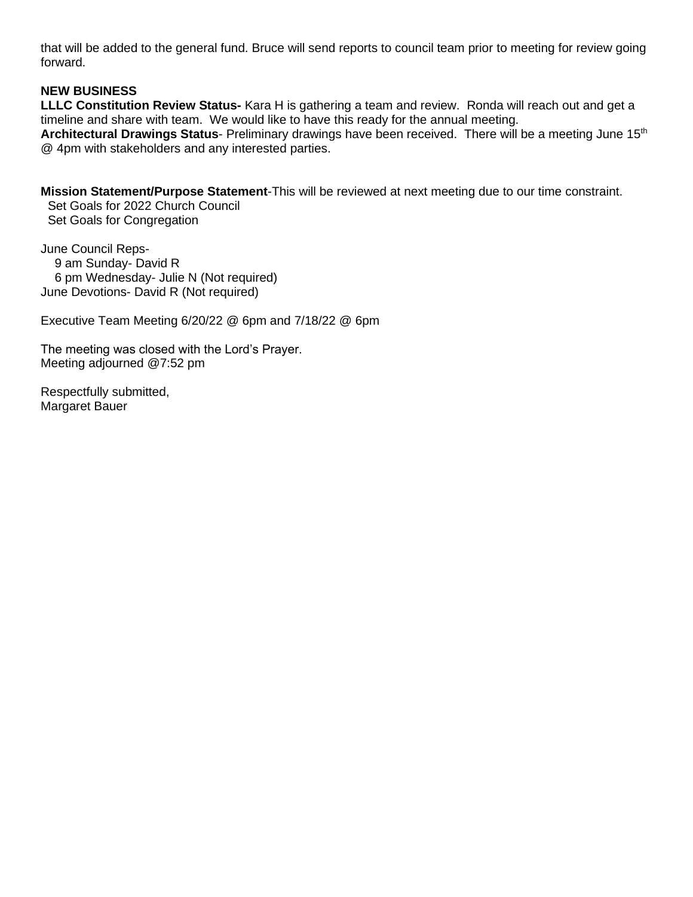that will be added to the general fund. Bruce will send reports to council team prior to meeting for review going forward.

**NEW BUSINESS**

**LLLC Constitution Review Status-** Kara H is gathering a team and review. Ronda will reach out and get a timeline and share with team. We would like to have this ready for the annual meeting.

**Architectural Drawings Status**- Preliminary drawings have been received. There will be a meeting June 15th @ 4pm with stakeholders and any interested parties.

**Mission Statement/Purpose Statement**-This will be reviewed at next meeting due to our time constraint.
Set Goals for 2022 Church Council
Set Goals for Congregation

June Council Reps-
9 am Sunday- David R
6 pm Wednesday- Julie N (Not required)
June Devotions- David R (Not required)

Executive Team Meeting 6/20/22 @ 6pm and 7/18/22 @ 6pm

The meeting was closed with the Lord's Prayer.
Meeting adjourned @7:52 pm

Respectfully submitted,
Margaret Bauer